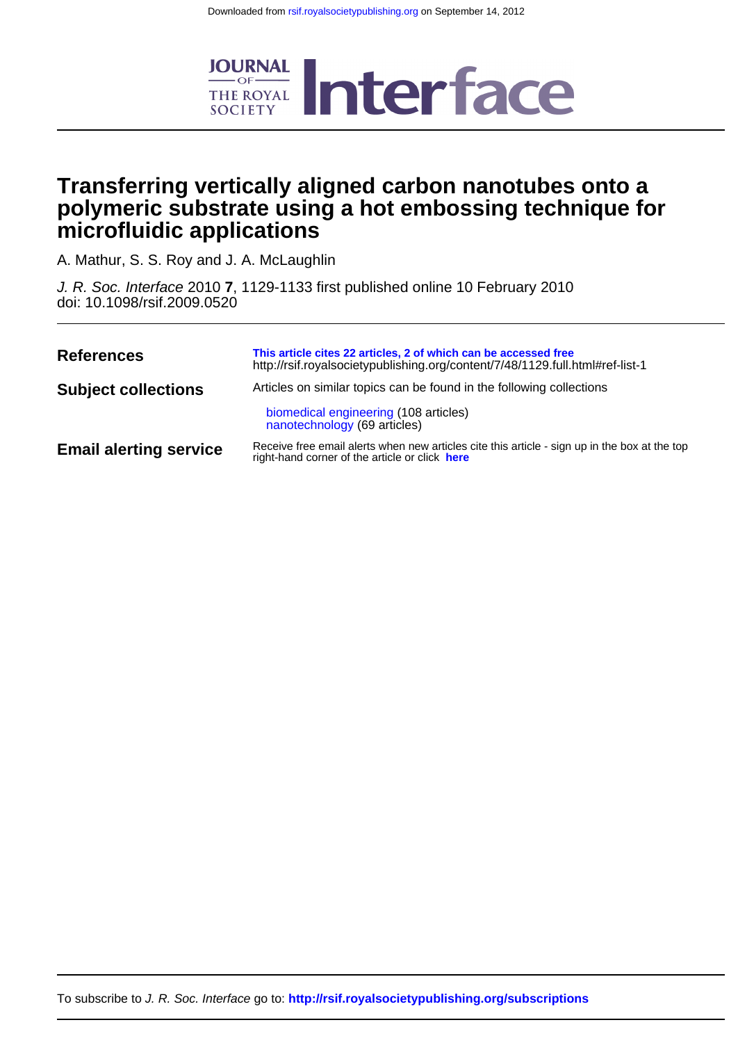Downloaded from rsif.royalsocietypublishing.org on September 14, 2012

JOURNAL OF THE ROYAL SOCIETY Interface

# Transferring vertically aligned carbon nanotubes onto a polymeric substrate using a hot embossing technique for microfluidic applications

A. Mathur, S. S. Roy and J. A. McLaughlin

*J. R. Soc. Interface* 2010 **7**, 1129-1133 first published online 10 February 2010
doi: 10.1098/rsif.2009.0520

| | |
|---|---|
| **References** | **This article cites 22 articles, 2 of which can be accessed free** http://rsif.royalsocietypublishing.org/content/7/48/1129.full.html#ref-list-1 |
| **Subject collections** | Articles on similar topics can be found in the following collections<br>biomedical engineering (108 articles)<br>nanotechnology (69 articles) |
| **Email alerting service** | Receive free email alerts when new articles cite this article - sign up in the box at the top right-hand corner of the article or click **here** |

To subscribe to *J. R. Soc. Interface* go to: **http://rsif.royalsocietypublishing.org/subscriptions**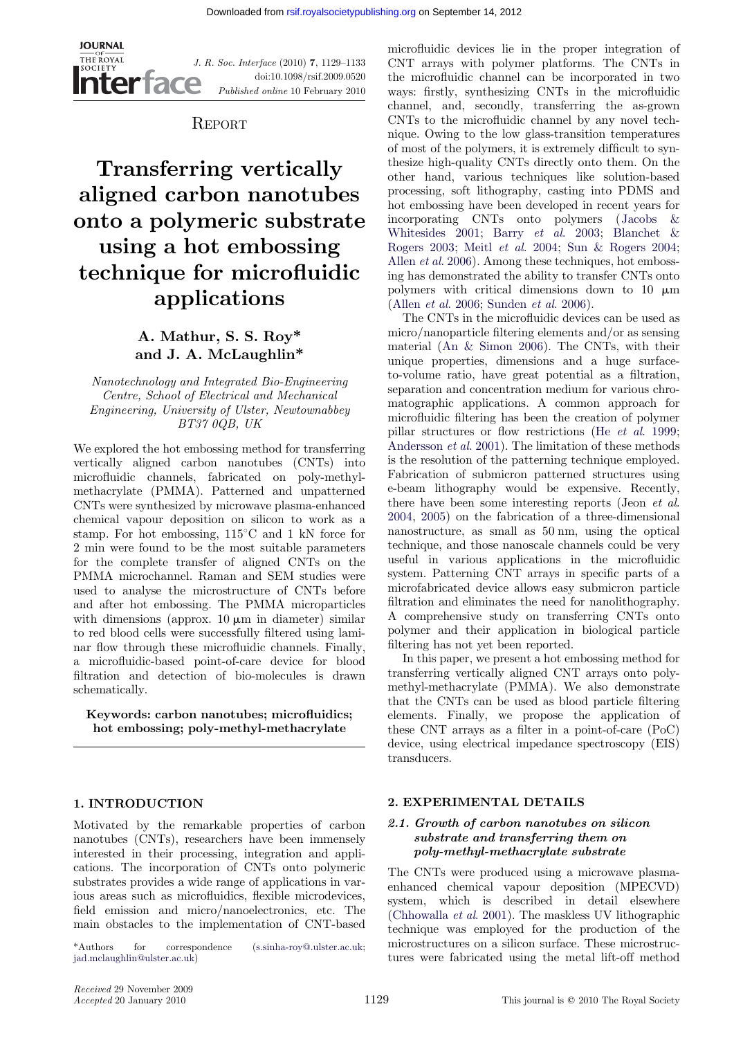Downloaded from rsif.royalsocietypublishing.org on September 14, 2012

JOURNAL OF THE ROYAL SOCIETY Interface

*J. R. Soc. Interface* (2010) 7, 1129–1133
doi:10.1098/rsif.2009.0520
*Published online* 10 February 2010

REPORT

# Transferring vertically aligned carbon nanotubes onto a polymeric substrate using a hot embossing technique for microfluidic applications

**A. Mathur, S. S. Roy\* and J. A. McLaughlin\***

*Nanotechnology and Integrated Bio-Engineering Centre, School of Electrical and Mechanical Engineering, University of Ulster, Newtownabbey BT37 0QB, UK*

We explored the hot embossing method for transferring vertically aligned carbon nanotubes (CNTs) into microfluidic channels, fabricated on poly-methyl-methacrylate (PMMA). Patterned and unpatterned CNTs were synthesized by microwave plasma-enhanced chemical vapour deposition on silicon to work as a stamp. For hot embossing, 115°C and 1 kN force for 2 min were found to be the most suitable parameters for the complete transfer of aligned CNTs on the PMMA microchannel. Raman and SEM studies were used to analyse the microstructure of CNTs before and after hot embossing. The PMMA microparticles with dimensions (approx. 10 μm in diameter) similar to red blood cells were successfully filtered using laminar flow through these microfluidic channels. Finally, a microfluidic-based point-of-care device for blood filtration and detection of bio-molecules is drawn schematically.

**Keywords: carbon nanotubes; microfluidics; hot embossing; poly-methyl-methacrylate**

## 1. INTRODUCTION

Motivated by the remarkable properties of carbon nanotubes (CNTs), researchers have been immensely interested in their processing, integration and applications. The incorporation of CNTs onto polymeric substrates provides a wide range of applications in various areas such as microfluidics, flexible microdevices, field emission and micro/nanoelectronics, etc. The main obstacles to the implementation of CNT-based microfluidic devices lie in the proper integration of CNT arrays with polymer platforms. The CNTs in the microfluidic channel can be incorporated in two ways: firstly, synthesizing CNTs in the microfluidic channel, and, secondly, transferring the as-grown CNTs to the microfluidic channel by any novel technique. Owing to the low glass-transition temperatures of most of the polymers, it is extremely difficult to synthesize high-quality CNTs directly onto them. On the other hand, various techniques like solution-based processing, soft lithography, casting into PDMS and hot embossing have been developed in recent years for incorporating CNTs onto polymers (Jacobs & Whitesides 2001; Barry *et al.* 2003; Blanchet & Rogers 2003; Meitl *et al.* 2004; Sun & Rogers 2004; Allen *et al.* 2006). Among these techniques, hot embossing has demonstrated the ability to transfer CNTs onto polymers with critical dimensions down to 10 μm (Allen *et al.* 2006; Sunden *et al.* 2006).

The CNTs in the microfluidic devices can be used as micro/nanoparticle filtering elements and/or as sensing material (An & Simon 2006). The CNTs, with their unique properties, dimensions and a huge surface-to-volume ratio, have great potential as a filtration, separation and concentration medium for various chromatographic applications. A common approach for microfluidic filtering has been the creation of polymer pillar structures or flow restrictions (He *et al.* 1999; Andersson *et al.* 2001). The limitation of these methods is the resolution of the patterning technique employed. Fabrication of submicron patterned structures using e-beam lithography would be expensive. Recently, there have been some interesting reports (Jeon *et al.* 2004, 2005) on the fabrication of a three-dimensional nanostructure, as small as 50 nm, using the optical technique, and those nanoscale channels could be very useful in various applications in the microfluidic system. Patterning CNT arrays in specific parts of a microfabricated device allows easy submicron particle filtration and eliminates the need for nanolithography. A comprehensive study on transferring CNTs onto polymer and their application in biological particle filtering has not yet been reported.

In this paper, we present a hot embossing method for transferring vertically aligned CNT arrays onto poly-methyl-methacrylate (PMMA). We also demonstrate that the CNTs can be used as blood particle filtering elements. Finally, we propose the application of these CNT arrays as a filter in a point-of-care (PoC) device, using electrical impedance spectroscopy (EIS) transducers.

## 2. EXPERIMENTAL DETAILS

### 2.1. Growth of carbon nanotubes on silicon substrate and transferring them on poly-methyl-methacrylate substrate

The CNTs were produced using a microwave plasma-enhanced chemical vapour deposition (MPECVD) system, which is described in detail elsewhere (Chhowalla *et al.* 2001). The maskless UV lithographic technique was employed for the production of the microstructures on a silicon surface. These microstructures were fabricated using the metal lift-off method

\*Authors for correspondence (s.sinha-roy@ulster.ac.uk; jad.mclaughlin@ulster.ac.uk)

*Received* 29 November 2009
*Accepted* 20 January 2010

This journal is © 2010 The Royal Society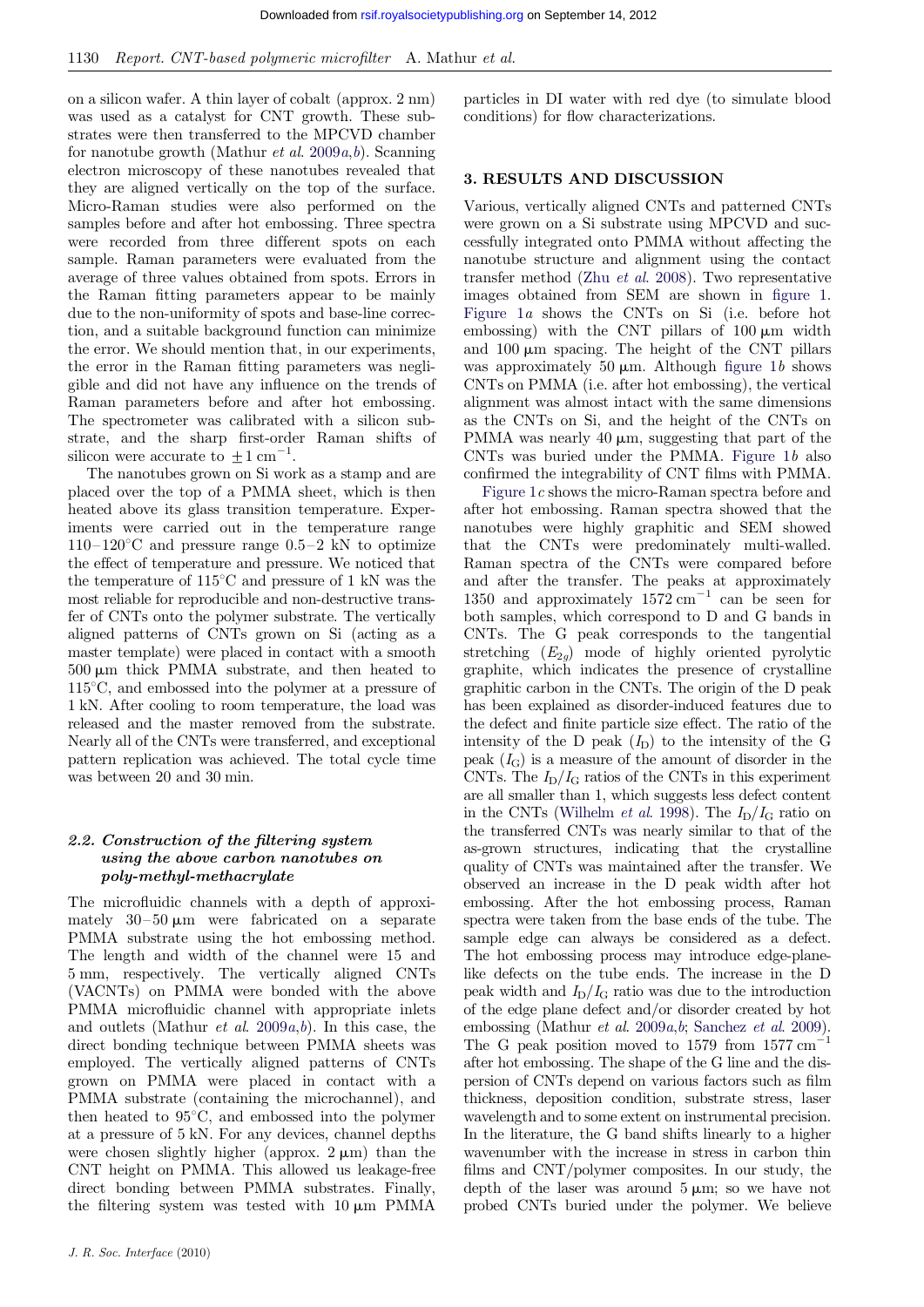on a silicon wafer. A thin layer of cobalt (approx. 2 nm) was used as a catalyst for CNT growth. These substrates were then transferred to the MPCVD chamber for nanotube growth (Mathur *et al.* 2009*a*,*b*). Scanning electron microscopy of these nanotubes revealed that they are aligned vertically on the top of the surface. Micro-Raman studies were also performed on the samples before and after hot embossing. Three spectra were recorded from three different spots on each sample. Raman parameters were evaluated from the average of three values obtained from spots. Errors in the Raman fitting parameters appear to be mainly due to the non-uniformity of spots and base-line correction, and a suitable background function can minimize the error. We should mention that, in our experiments, the error in the Raman fitting parameters was negligible and did not have any influence on the trends of Raman parameters before and after hot embossing. The spectrometer was calibrated with a silicon substrate, and the sharp first-order Raman shifts of silicon were accurate to $\pm 1\ \text{cm}^{-1}$.

The nanotubes grown on Si work as a stamp and are placed over the top of a PMMA sheet, which is then heated above its glass transition temperature. Experiments were carried out in the temperature range 110–120°C and pressure range 0.5–2 kN to optimize the effect of temperature and pressure. We noticed that the temperature of 115°C and pressure of 1 kN was the most reliable for reproducible and non-destructive transfer of CNTs onto the polymer substrate. The vertically aligned patterns of CNTs grown on Si (acting as a master template) were placed in contact with a smooth 500 μm thick PMMA substrate, and then heated to 115°C, and embossed into the polymer at a pressure of 1 kN. After cooling to room temperature, the load was released and the master removed from the substrate. Nearly all of the CNTs were transferred, and exceptional pattern replication was achieved. The total cycle time was between 20 and 30 min.

### 2.2. Construction of the filtering system using the above carbon nanotubes on poly-methyl-methacrylate

The microfluidic channels with a depth of approximately 30–50 μm were fabricated on a separate PMMA substrate using the hot embossing method. The length and width of the channel were 15 and 5 mm, respectively. The vertically aligned CNTs (VACNTs) on PMMA were bonded with the above PMMA microfluidic channel with appropriate inlets and outlets (Mathur *et al.* 2009*a*,*b*). In this case, the direct bonding technique between PMMA sheets was employed. The vertically aligned patterns of CNTs grown on PMMA were placed in contact with a PMMA substrate (containing the microchannel), and then heated to 95°C, and embossed into the polymer at a pressure of 5 kN. For any devices, channel depths were chosen slightly higher (approx. 2 μm) than the CNT height on PMMA. This allowed us leakage-free direct bonding between PMMA substrates. Finally, the filtering system was tested with 10 μm PMMA particles in DI water with red dye (to simulate blood conditions) for flow characterizations.

## 3. RESULTS AND DISCUSSION

Various, vertically aligned CNTs and patterned CNTs were grown on a Si substrate using MPCVD and successfully integrated onto PMMA without affecting the nanotube structure and alignment using the contact transfer method (Zhu *et al.* 2008). Two representative images obtained from SEM are shown in figure 1. Figure 1*a* shows the CNTs on Si (i.e. before hot embossing) with the CNT pillars of 100 μm width and 100 μm spacing. The height of the CNT pillars was approximately 50 μm. Although figure 1*b* shows CNTs on PMMA (i.e. after hot embossing), the vertical alignment was almost intact with the same dimensions as the CNTs on Si, and the height of the CNTs on PMMA was nearly 40 μm, suggesting that part of the CNTs was buried under the PMMA. Figure 1*b* also confirmed the integrability of CNT films with PMMA.

Figure 1*c* shows the micro-Raman spectra before and after hot embossing. Raman spectra showed that the nanotubes were highly graphitic and SEM showed that the CNTs were predominately multi-walled. Raman spectra of the CNTs were compared before and after the transfer. The peaks at approximately 1350 and approximately $1572\ \text{cm}^{-1}$ can be seen for both samples, which correspond to D and G bands in CNTs. The G peak corresponds to the tangential stretching ($E_{2g}$) mode of highly oriented pyrolytic graphite, which indicates the presence of crystalline graphitic carbon in the CNTs. The origin of the D peak has been explained as disorder-induced features due to the defect and finite particle size effect. The ratio of the intensity of the D peak ($I_D$) to the intensity of the G peak ($I_G$) is a measure of the amount of disorder in the CNTs. The $I_D/I_G$ ratios of the CNTs in this experiment are all smaller than 1, which suggests less defect content in the CNTs (Wilhelm *et al.* 1998). The $I_D/I_G$ ratio on the transferred CNTs was nearly similar to that of the as-grown structures, indicating that the crystalline quality of CNTs was maintained after the transfer. We observed an increase in the D peak width after hot embossing. After the hot embossing process, Raman spectra were taken from the base ends of the tube. The sample edge can always be considered as a defect. The hot embossing process may introduce edge-plane-like defects on the tube ends. The increase in the D peak width and $I_D/I_G$ ratio was due to the introduction of the edge plane defect and/or disorder created by hot embossing (Mathur *et al.* 2009*a*,*b*; Sanchez *et al.* 2009). The G peak position moved to 1579 from $1577\ \text{cm}^{-1}$ after hot embossing. The shape of the G line and the dispersion of CNTs depend on various factors such as film thickness, deposition condition, substrate stress, laser wavelength and to some extent on instrumental precision. In the literature, the G band shifts linearly to a higher wavenumber with the increase in stress in carbon thin films and CNT/polymer composites. In our study, the depth of the laser was around 5 μm; so we have not probed CNTs buried under the polymer. We believe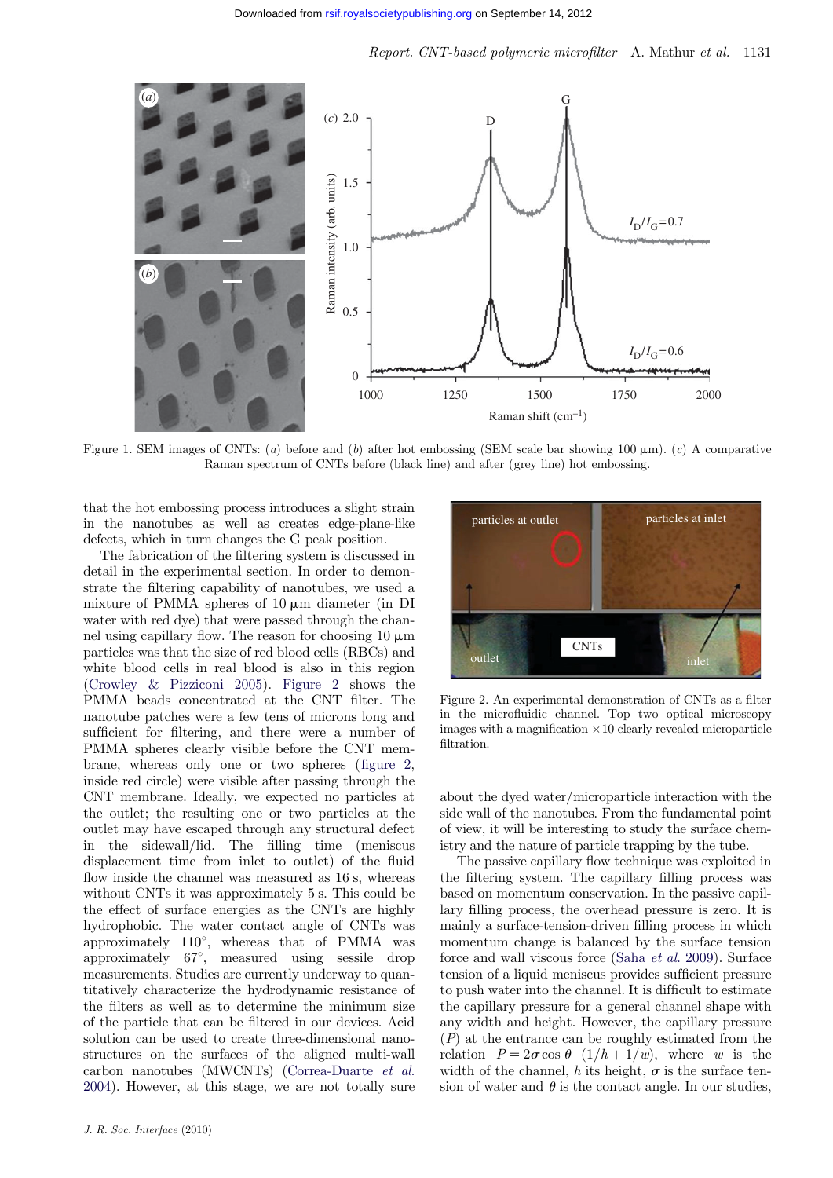Figure 1. SEM images of CNTs: (*a*) before and (*b*) after hot embossing (SEM scale bar showing 100 μm). (*c*) A comparative Raman spectrum of CNTs before (black line) and after (grey line) hot embossing.

that the hot embossing process introduces a slight strain in the nanotubes as well as creates edge-plane-like defects, which in turn changes the G peak position.

The fabrication of the filtering system is discussed in detail in the experimental section. In order to demonstrate the filtering capability of nanotubes, we used a mixture of PMMA spheres of 10 μm diameter (in DI water with red dye) that were passed through the channel using capillary flow. The reason for choosing 10 μm particles was that the size of red blood cells (RBCs) and white blood cells in real blood is also in this region (Crowley & Pizziconi 2005). Figure 2 shows the PMMA beads concentrated at the CNT filter. The nanotube patches were a few tens of microns long and sufficient for filtering, and there were a number of PMMA spheres clearly visible before the CNT membrane, whereas only one or two spheres (figure 2, inside red circle) were visible after passing through the CNT membrane. Ideally, we expected no particles at the outlet; the resulting one or two particles at the outlet may have escaped through any structural defect in the sidewall/lid. The filling time (meniscus displacement time from inlet to outlet) of the fluid flow inside the channel was measured as 16 s, whereas without CNTs it was approximately 5 s. This could be the effect of surface energies as the CNTs are highly hydrophobic. The water contact angle of CNTs was approximately 110°, whereas that of PMMA was approximately 67°, measured using sessile drop measurements. Studies are currently underway to quantitatively characterize the hydrodynamic resistance of the filters as well as to determine the minimum size of the particle that can be filtered in our devices. Acid solution can be used to create three-dimensional nanostructures on the surfaces of the aligned multi-wall carbon nanotubes (MWCNTs) (Correa-Duarte *et al.* 2004). However, at this stage, we are not totally sure

Figure 2. An experimental demonstration of CNTs as a filter in the microfluidic channel. Top two optical microscopy images with a magnification ×10 clearly revealed microparticle filtration.

about the dyed water/microparticle interaction with the side wall of the nanotubes. From the fundamental point of view, it will be interesting to study the surface chemistry and the nature of particle trapping by the tube.

The passive capillary flow technique was exploited in the filtering system. The capillary filling process was based on momentum conservation. In the passive capillary filling process, the overhead pressure is zero. It is mainly a surface-tension-driven filling process in which momentum change is balanced by the surface tension force and wall viscous force (Saha *et al.* 2009). Surface tension of a liquid meniscus provides sufficient pressure to push water into the channel. It is difficult to estimate the capillary pressure for a general channel shape with any width and height. However, the capillary pressure ($P$) at the entrance can be roughly estimated from the relation $P = 2\sigma \cos\theta \ (1/h + 1/w)$, where $w$ is the width of the channel, $h$ its height, $\sigma$ is the surface tension of water and $\theta$ is the contact angle. In our studies,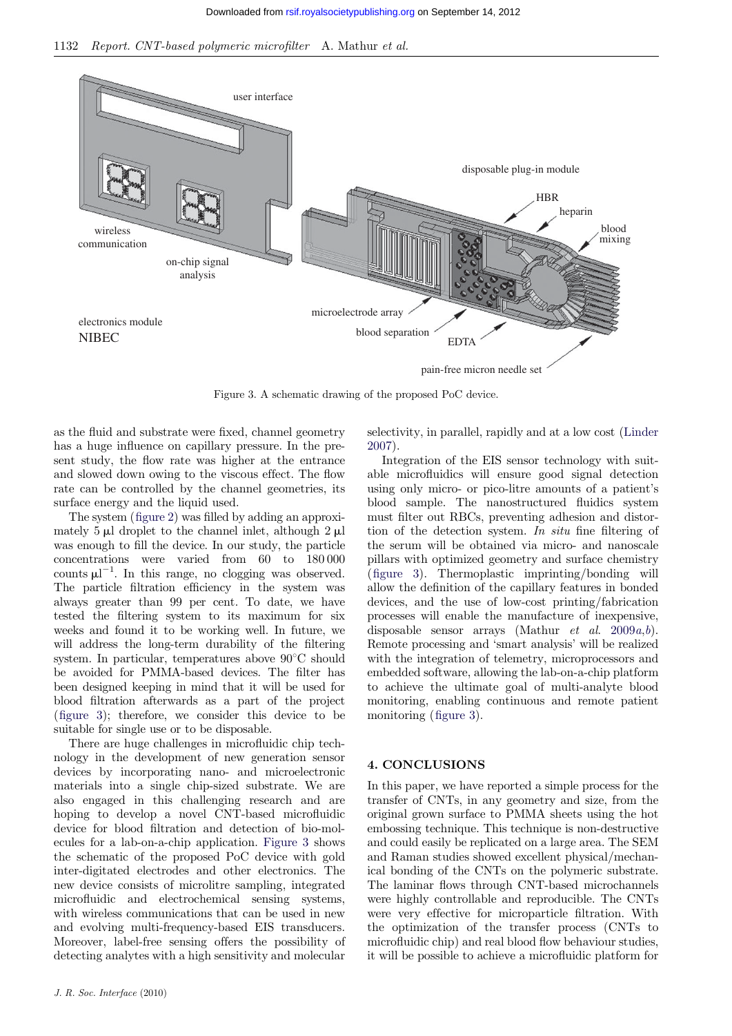Figure 3. A schematic drawing of the proposed PoC device.

as the fluid and substrate were fixed, channel geometry has a huge influence on capillary pressure. In the present study, the flow rate was higher at the entrance and slowed down owing to the viscous effect. The flow rate can be controlled by the channel geometries, its surface energy and the liquid used.

The system (figure 2) was filled by adding an approximately 5 μl droplet to the channel inlet, although 2 μl was enough to fill the device. In our study, the particle concentrations were varied from 60 to 180 000 counts $\mu l^{-1}$. In this range, no clogging was observed. The particle filtration efficiency in the system was always greater than 99 per cent. To date, we have tested the filtering system to its maximum for six weeks and found it to be working well. In future, we will address the long-term durability of the filtering system. In particular, temperatures above 90°C should be avoided for PMMA-based devices. The filter has been designed keeping in mind that it will be used for blood filtration afterwards as a part of the project (figure 3); therefore, we consider this device to be suitable for single use or to be disposable.

There are huge challenges in microfluidic chip technology in the development of new generation sensor devices by incorporating nano- and microelectronic materials into a single chip-sized substrate. We are also engaged in this challenging research and are hoping to develop a novel CNT-based microfluidic device for blood filtration and detection of bio-molecules for a lab-on-a-chip application. Figure 3 shows the schematic of the proposed PoC device with gold inter-digitated electrodes and other electronics. The new device consists of microlitre sampling, integrated microfluidic and electrochemical sensing systems, with wireless communications that can be used in new and evolving multi-frequency-based EIS transducers. Moreover, label-free sensing offers the possibility of detecting analytes with a high sensitivity and molecular selectivity, in parallel, rapidly and at a low cost (Linder 2007).

Integration of the EIS sensor technology with suitable microfluidics will ensure good signal detection using only micro- or pico-litre amounts of a patient's blood sample. The nanostructured fluidics system must filter out RBCs, preventing adhesion and distortion of the detection system. *In situ* fine filtering of the serum will be obtained via micro- and nanoscale pillars with optimized geometry and surface chemistry (figure 3). Thermoplastic imprinting/bonding will allow the definition of the capillary features in bonded devices, and the use of low-cost printing/fabrication processes will enable the manufacture of inexpensive, disposable sensor arrays (Mathur *et al.* 2009*a*,*b*). Remote processing and 'smart analysis' will be realized with the integration of telemetry, microprocessors and embedded software, allowing the lab-on-a-chip platform to achieve the ultimate goal of multi-analyte blood monitoring, enabling continuous and remote patient monitoring (figure 3).

## 4. CONCLUSIONS

In this paper, we have reported a simple process for the transfer of CNTs, in any geometry and size, from the original grown surface to PMMA sheets using the hot embossing technique. This technique is non-destructive and could easily be replicated on a large area. The SEM and Raman studies showed excellent physical/mechanical bonding of the CNTs on the polymeric substrate. The laminar flows through CNT-based microchannels were highly controllable and reproducible. The CNTs were very effective for microparticle filtration. With the optimization of the transfer process (CNTs to microfluidic chip) and real blood flow behaviour studies, it will be possible to achieve a microfluidic platform for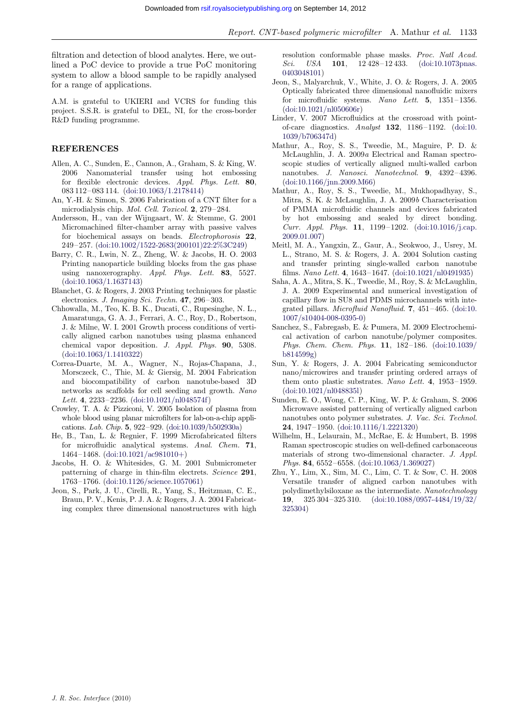filtration and detection of blood analytes. Here, we outlined a PoC device to provide a true PoC monitoring system to allow a blood sample to be rapidly analysed for a range of applications.

A.M. is grateful to UKIERI and VCRS for funding this project. S.S.R. is grateful to DEL, NI, for the cross-border R&D funding programme.

## REFERENCES

Allen, A. C., Sunden, E., Cannon, A., Graham, S. & King, W. 2006 Nanomaterial transfer using hot embossing for flexible electronic devices. *Appl. Phys. Lett.* **80**, 083 112–083 114. (doi:10.1063/1.2178414)

An, Y.-H. & Simon, S. 2006 Fabrication of a CNT filter for a microdialysis chip. *Mol. Cell. Toxicol.* **2**, 279–284.

Andersson, H., van der Wijngaart, W. & Stemme, G. 2001 Micromachined filter-chamber array with passive valves for biochemical assays on beads. *Electrophorosis* **22**, 249–257. (doi:10.1002/1522-2683(200101)22:2%3C249)

Barry, C. R., Lwin, N. Z., Zheng, W. & Jacobs, H. O. 2003 Printing nanoparticle building blocks from the gas phase using nanoxerography. *Appl. Phys. Lett.* **83**, 5527. (doi:10.1063/1.1637143)

Blanchet, G. & Rogers, J. 2003 Printing techniques for plastic electronics. *J. Imaging Sci. Techn.* **47**, 296–303.

Chhowalla, M., Teo, K. B. K., Ducati, C., Rupesinghe, N. L., Amaratunga, G. A. J., Ferrari, A. C., Roy, D., Robertson, J. & Milne, W. I. 2001 Growth process conditions of vertically aligned carbon nanotubes using plasma enhanced chemical vapor deposition. *J. Appl. Phys.* **90**, 5308. (doi:10.1063/1.1410322)

Correa-Duarte, M. A., Wagner, N., Rojas-Chapana, J., Morsczeck, C., Thie, M. & Giersig, M. 2004 Fabrication and biocompatibility of carbon nanotube-based 3D networks as scaffolds for cell seeding and growth. *Nano Lett.* **4**, 2233–2236. (doi:10.1021/nl048574f)

Crowley, T. A. & Pizziconi, V. 2005 Isolation of plasma from whole blood using planar microfilters for lab-on-a-chip applications. *Lab. Chip.* **5**, 922–929. (doi:10.1039/b502930a)

He, B., Tan, L. & Regnier, F. 1999 Microfabricated filters for microfluidic analytical systems. *Anal. Chem.* **71**, 1464–1468. (doi:10.1021/ac981010+)

Jacobs, H. O. & Whitesides, G. M. 2001 Submicrometer patterning of charge in thin-film electrets. *Science* **291**, 1763–1766. (doi:10.1126/science.1057061)

Jeon, S., Park, J. U., Cirelli, R., Yang, S., Heitzman, C. E., Braun, P. V., Kenis, P. J. A. & Rogers, J. A. 2004 Fabricating complex three dimensional nanostructures with high resolution conformable phase masks. *Proc. Natl Acad. Sci. USA* **101**, 12 428–12 433. (doi:10.1073pnas.0403048101)

Jeon, S., Malyarchuk, V., White, J. O. & Rogers, J. A. 2005 Optically fabricated three dimensional nanofluidic mixers for microfluidic systems. *Nano Lett.* **5**, 1351–1356. (doi:10.1021/nl050606r)

Linder, V. 2007 Microfluidics at the crossroad with point-of-care diagnostics. *Analyst* **132**, 1186–1192. (doi:10.1039/b706347d)

Mathur, A., Roy, S. S., Tweedie, M., Maguire, P. D. & McLaughlin, J. A. 2009*a* Electrical and Raman spectroscopic studies of vertically aligned multi-walled carbon nanotubes. *J. Nanosci. Nanotechnol.* **9**, 4392–4396. (doi:10.1166/jnn.2009.M66)

Mathur, A., Roy, S. S., Tweedie, M., Mukhopadhyay, S., Mitra, S. K. & McLaughlin, J. A. 2009*b* Characterisation of PMMA microfluidic channels and devices fabricated by hot embossing and sealed by direct bonding. *Curr. Appl. Phys.* **11**, 1199–1202. (doi:10.1016/j.cap.2009.01.007)

Meitl, M. A., Yangxin, Z., Gaur, A., Seokwoo, J., Usrey, M. L., Strano, M. S. & Rogers, J. A. 2004 Solution casting and transfer printing single-walled carbon nanotube films. *Nano Lett.* **4**, 1643–1647. (doi:10.1021/nl0491935)

Saha, A. A., Mitra, S. K., Tweedie, M., Roy, S. & McLaughlin, J. A. 2009 Experimental and numerical investigation of capillary flow in SU8 and PDMS microchannels with integrated pillars. *Microfluid Nanofluid.* **7**, 451–465. (doi:10.1007/s10404-008-0395-0)

Sanchez, S., Fabregasb, E. & Pumera, M. 2009 Electrochemical activation of carbon nanotube/polymer composites. *Phys. Chem. Chem. Phys.* **11**, 182–186. (doi:10.1039/b814599g)

Sun, Y. & Rogers, J. A. 2004 Fabricating semiconductor nano/microwires and transfer printing ordered arrays of them onto plastic substrates. *Nano Lett.* **4**, 1953–1959. (doi:10.1021/nl048835l)

Sunden, E. O., Wong, C. P., King, W. P. & Graham, S. 2006 Microwave assisted patterning of vertically aligned carbon nanotubes onto polymer substrates. *J. Vac. Sci. Technol.* **24**, 1947–1950. (doi:10.1116/1.2221320)

Wilhelm, H., Lelaurain, M., McRae, E. & Humbert, B. 1998 Raman spectroscopic studies on well-defined carbonaceous materials of strong two-dimensional character. *J. Appl. Phys.* **84**, 6552–6558. (doi:10.1063/1.369027)

Zhu, Y., Lim, X., Sim, M. C., Lim, C. T. & Sow, C. H. 2008 Versatile transfer of aligned carbon nanotubes with polydimethylsiloxane as the intermediate. *Nanotechnology* **19**, 325 304–325 310. (doi:10.1088/0957-4484/19/32/325304)